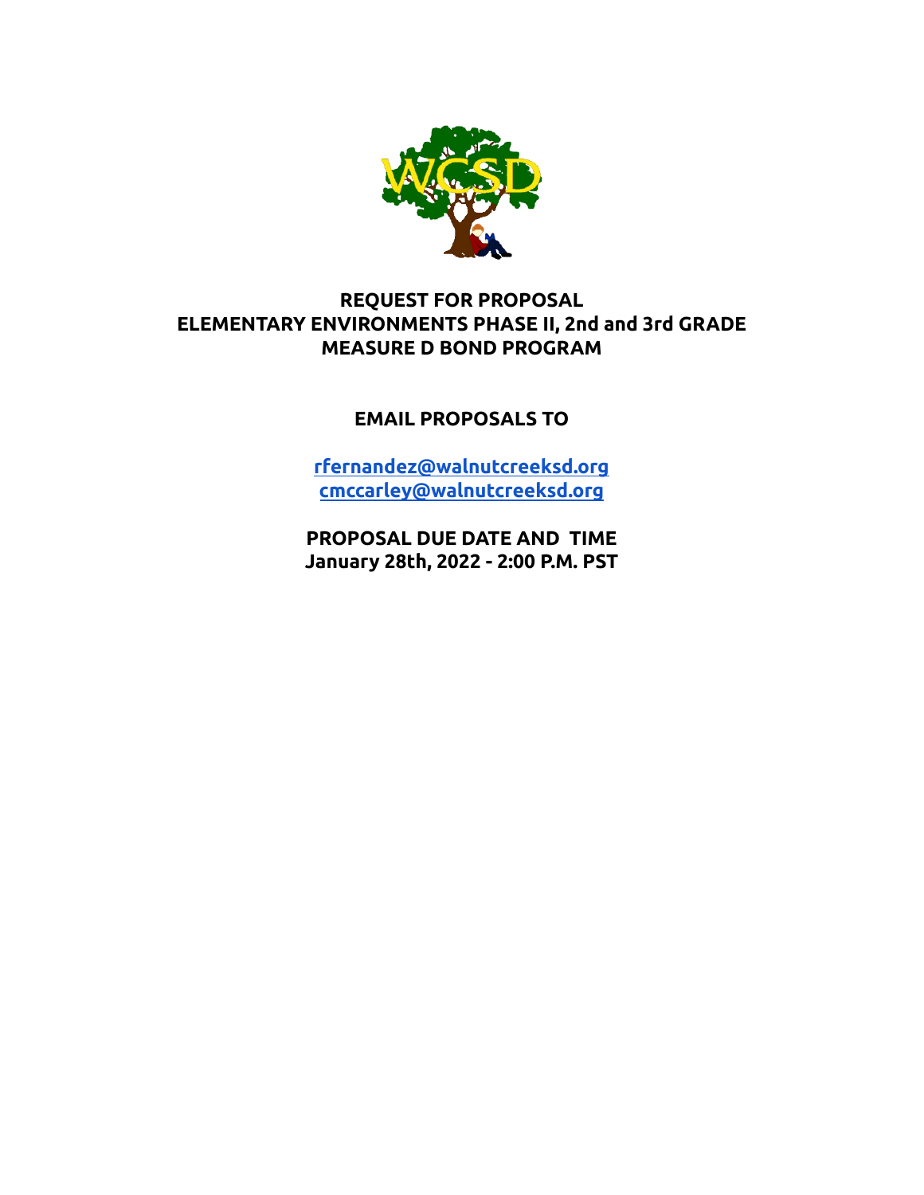# REQUEST FOR PROPOSAL
# ELEMENTARY ENVIRONMENTS PHASE II, 2nd and 3rd GRADE
# MEASURE D BOND PROGRAM

**EMAIL PROPOSALS TO**

rfernandez@walnutcreeksd.org
cmccarley@walnutcreeksd.org

**PROPOSAL DUE DATE AND TIME**
**January 28th, 2022 - 2:00 P.M. PST**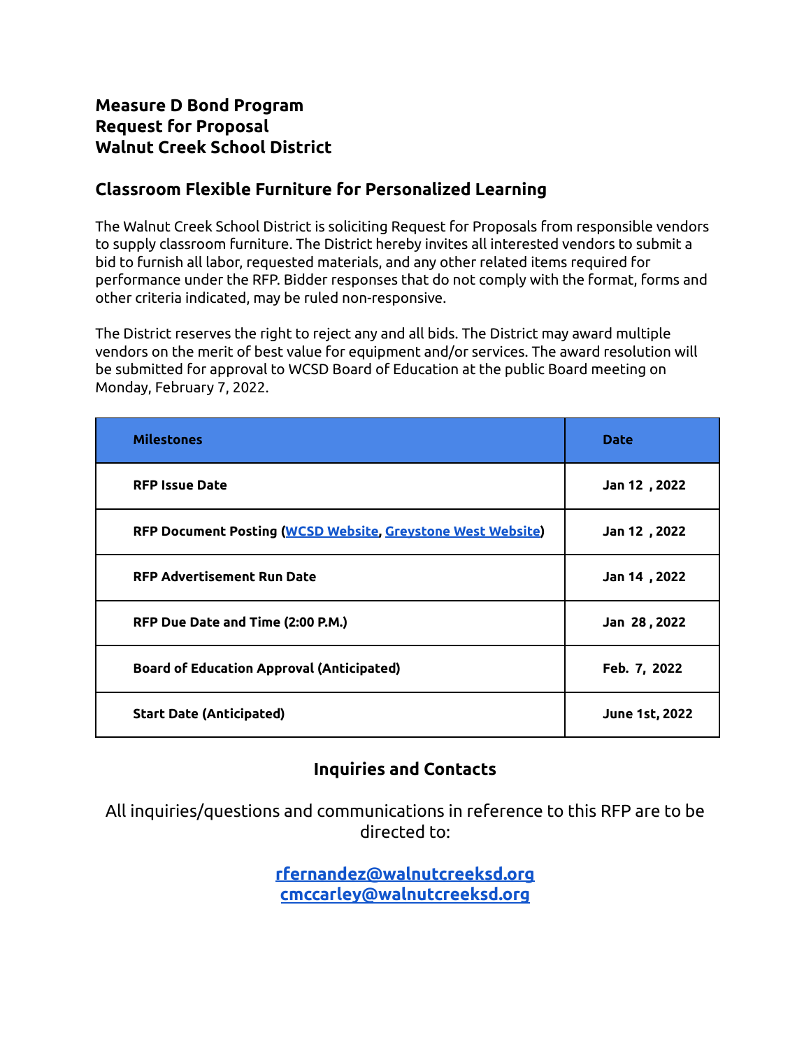**Measure D Bond Program**
**Request for Proposal**
**Walnut Creek School District**

## Classroom Flexible Furniture for Personalized Learning

The Walnut Creek School District is soliciting Request for Proposals from responsible vendors to supply classroom furniture. The District hereby invites all interested vendors to submit a bid to furnish all labor, requested materials, and any other related items required for performance under the RFP. Bidder responses that do not comply with the format, forms and other criteria indicated, may be ruled non-responsive.

The District reserves the right to reject any and all bids. The District may award multiple vendors on the merit of best value for equipment and/or services. The award resolution will be submitted for approval to WCSD Board of Education at the public Board meeting on Monday, February 7, 2022.

| Milestones | Date |
|---|---|
| **RFP Issue Date** | **Jan 12 , 2022** |
| **RFP Document Posting (WCSD Website, Greystone West Website)** | **Jan 12 , 2022** |
| **RFP Advertisement Run Date** | **Jan 14 , 2022** |
| **RFP Due Date and Time (2:00 P.M.)** | **Jan 28 , 2022** |
| **Board of Education Approval (Anticipated)** | **Feb. 7, 2022** |
| **Start Date (Anticipated)** | **June 1st, 2022** |

## Inquiries and Contacts

All inquiries/questions and communications in reference to this RFP are to be directed to:

**rfernandez@walnutcreeksd.org**
**cmccarley@walnutcreeksd.org**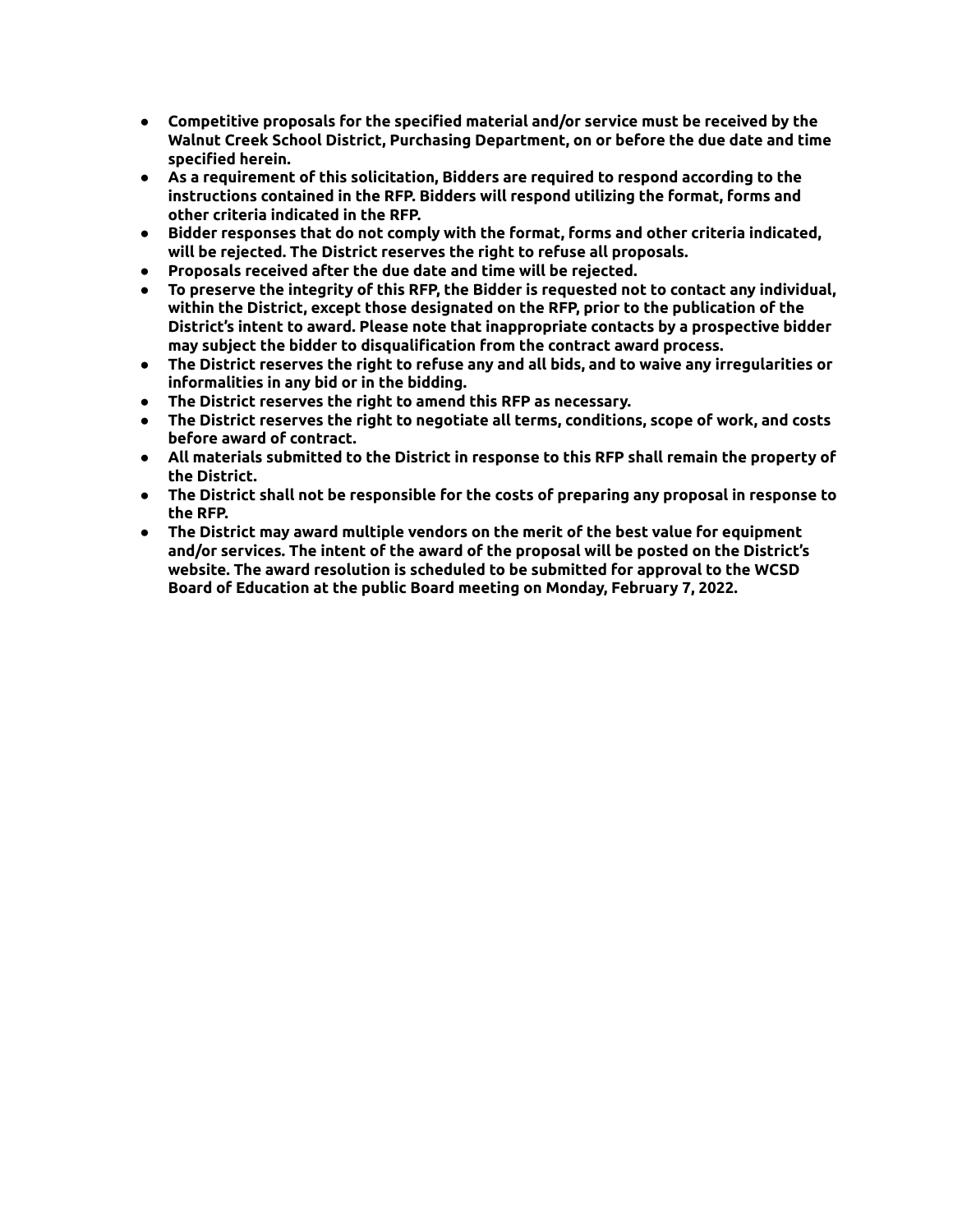- **Competitive proposals for the specified material and/or service must be received by the Walnut Creek School District, Purchasing Department, on or before the due date and time specified herein.**
- **As a requirement of this solicitation, Bidders are required to respond according to the instructions contained in the RFP. Bidders will respond utilizing the format, forms and other criteria indicated in the RFP.**
- **Bidder responses that do not comply with the format, forms and other criteria indicated, will be rejected. The District reserves the right to refuse all proposals.**
- **Proposals received after the due date and time will be rejected.**
- **To preserve the integrity of this RFP, the Bidder is requested not to contact any individual, within the District, except those designated on the RFP, prior to the publication of the District's intent to award. Please note that inappropriate contacts by a prospective bidder may subject the bidder to disqualification from the contract award process.**
- **The District reserves the right to refuse any and all bids, and to waive any irregularities or informalities in any bid or in the bidding.**
- **The District reserves the right to amend this RFP as necessary.**
- **The District reserves the right to negotiate all terms, conditions, scope of work, and costs before award of contract.**
- **All materials submitted to the District in response to this RFP shall remain the property of the District.**
- **The District shall not be responsible for the costs of preparing any proposal in response to the RFP.**
- **The District may award multiple vendors on the merit of the best value for equipment and/or services. The intent of the award of the proposal will be posted on the District's website. The award resolution is scheduled to be submitted for approval to the WCSD Board of Education at the public Board meeting on Monday, February 7, 2022.**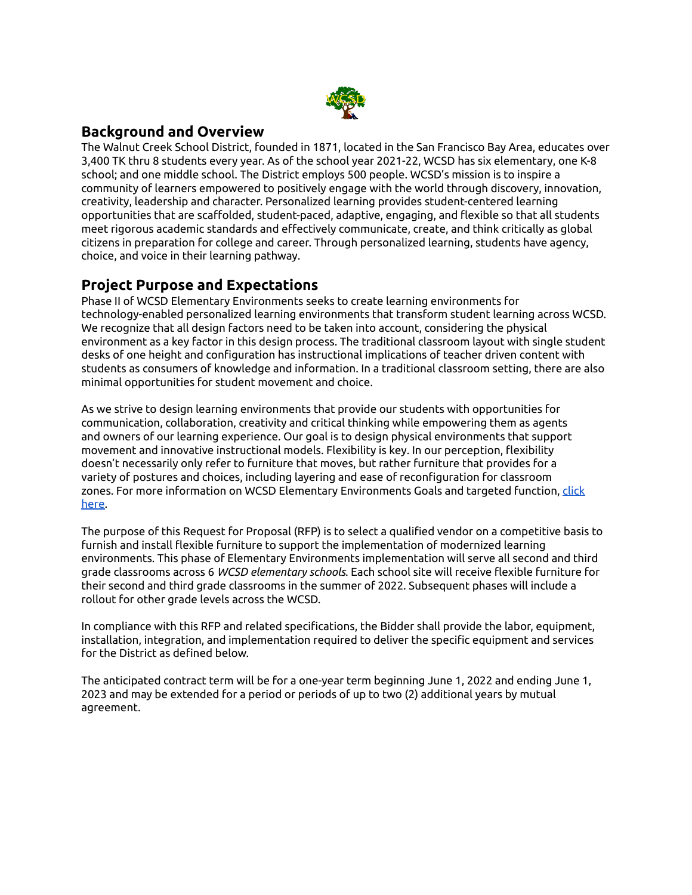## Background and Overview

The Walnut Creek School District, founded in 1871, located in the San Francisco Bay Area, educates over 3,400 TK thru 8 students every year. As of the school year 2021-22, WCSD has six elementary, one K-8 school; and one middle school. The District employs 500 people. WCSD's mission is to inspire a community of learners empowered to positively engage with the world through discovery, innovation, creativity, leadership and character. Personalized learning provides student-centered learning opportunities that are scaffolded, student-paced, adaptive, engaging, and flexible so that all students meet rigorous academic standards and effectively communicate, create, and think critically as global citizens in preparation for college and career. Through personalized learning, students have agency, choice, and voice in their learning pathway.

## Project Purpose and Expectations

Phase II of WCSD Elementary Environments seeks to create learning environments for technology-enabled personalized learning environments that transform student learning across WCSD. We recognize that all design factors need to be taken into account, considering the physical environment as a key factor in this design process. The traditional classroom layout with single student desks of one height and configuration has instructional implications of teacher driven content with students as consumers of knowledge and information. In a traditional classroom setting, there are also minimal opportunities for student movement and choice.

As we strive to design learning environments that provide our students with opportunities for communication, collaboration, creativity and critical thinking while empowering them as agents and owners of our learning experience. Our goal is to design physical environments that support movement and innovative instructional models. Flexibility is key. In our perception, flexibility doesn't necessarily only refer to furniture that moves, but rather furniture that provides for a variety of postures and choices, including layering and ease of reconfiguration for classroom zones. For more information on WCSD Elementary Environments Goals and targeted function, click here.

The purpose of this Request for Proposal (RFP) is to select a qualified vendor on a competitive basis to furnish and install flexible furniture to support the implementation of modernized learning environments. This phase of Elementary Environments implementation will serve all second and third grade classrooms across 6 *WCSD elementary schools*. Each school site will receive flexible furniture for their second and third grade classrooms in the summer of 2022. Subsequent phases will include a rollout for other grade levels across the WCSD.

In compliance with this RFP and related specifications, the Bidder shall provide the labor, equipment, installation, integration, and implementation required to deliver the specific equipment and services for the District as defined below.

The anticipated contract term will be for a one-year term beginning June 1, 2022 and ending June 1, 2023 and may be extended for a period or periods of up to two (2) additional years by mutual agreement.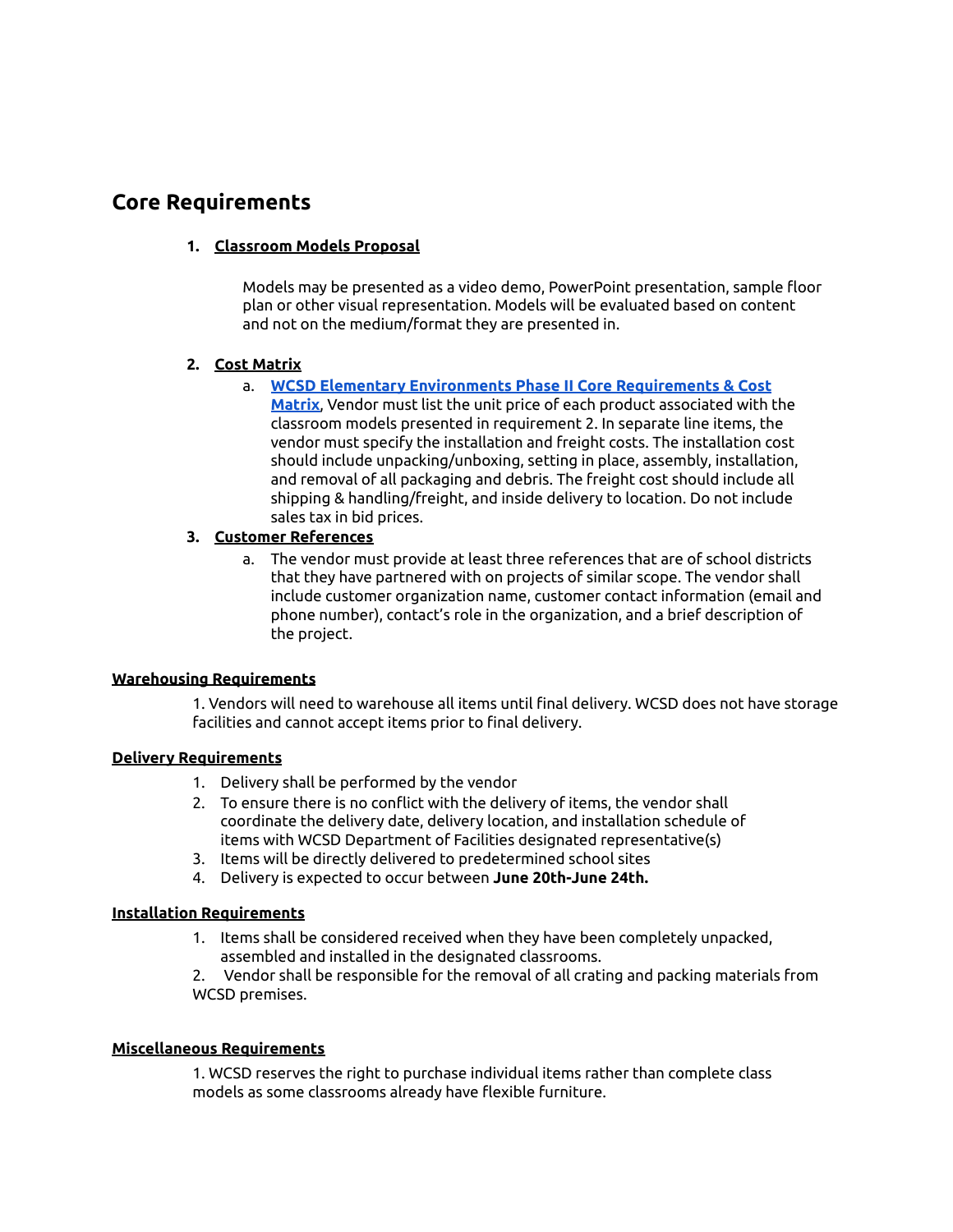## Core Requirements

1. **Classroom Models Proposal**

   Models may be presented as a video demo, PowerPoint presentation, sample floor plan or other visual representation. Models will be evaluated based on content and not on the medium/format they are presented in.

2. **Cost Matrix**
   a. **WCSD Elementary Environments Phase II Core Requirements & Cost Matrix**, Vendor must list the unit price of each product associated with the classroom models presented in requirement 2. In separate line items, the vendor must specify the installation and freight costs. The installation cost should include unpacking/unboxing, setting in place, assembly, installation, and removal of all packaging and debris. The freight cost should include all shipping & handling/freight, and inside delivery to location. Do not include sales tax in bid prices.

3. **Customer References**
   a. The vendor must provide at least three references that are of school districts that they have partnered with on projects of similar scope. The vendor shall include customer organization name, customer contact information (email and phone number), contact's role in the organization, and a brief description of the project.

**Warehousing Requirements**

1. Vendors will need to warehouse all items until final delivery. WCSD does not have storage facilities and cannot accept items prior to final delivery.

**Delivery Requirements**

1. Delivery shall be performed by the vendor
2. To ensure there is no conflict with the delivery of items, the vendor shall coordinate the delivery date, delivery location, and installation schedule of items with WCSD Department of Facilities designated representative(s)
3. Items will be directly delivered to predetermined school sites
4. Delivery is expected to occur between **June 20th-June 24th.**

**Installation Requirements**

1. Items shall be considered received when they have been completely unpacked, assembled and installed in the designated classrooms.
2. Vendor shall be responsible for the removal of all crating and packing materials from WCSD premises.

**Miscellaneous Requirements**

1. WCSD reserves the right to purchase individual items rather than complete class models as some classrooms already have flexible furniture.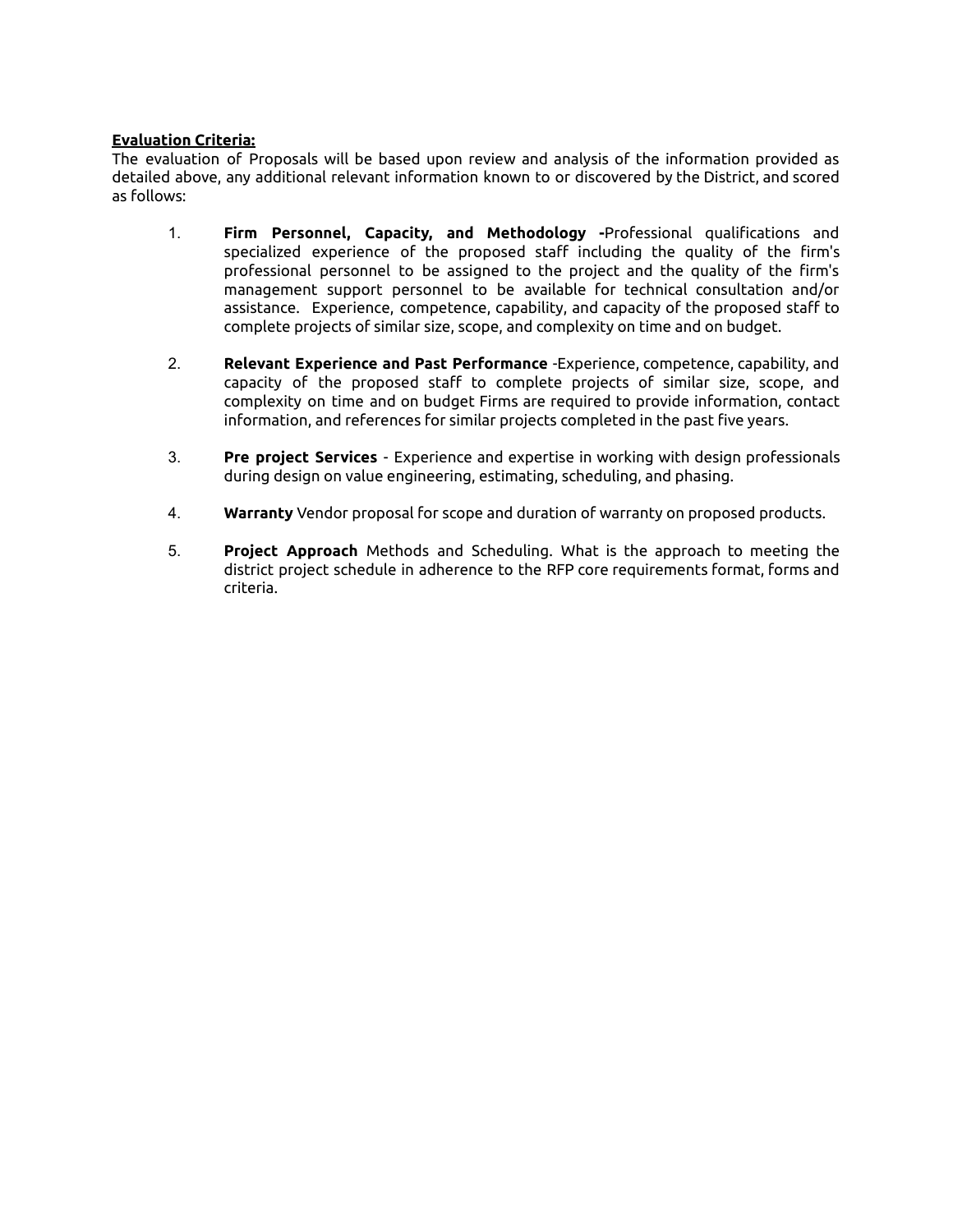**Evaluation Criteria:**

The evaluation of Proposals will be based upon review and analysis of the information provided as detailed above, any additional relevant information known to or discovered by the District, and scored as follows:

1. **Firm Personnel, Capacity, and Methodology -**Professional qualifications and specialized experience of the proposed staff including the quality of the firm's professional personnel to be assigned to the project and the quality of the firm's management support personnel to be available for technical consultation and/or assistance. Experience, competence, capability, and capacity of the proposed staff to complete projects of similar size, scope, and complexity on time and on budget.

2. **Relevant Experience and Past Performance** -Experience, competence, capability, and capacity of the proposed staff to complete projects of similar size, scope, and complexity on time and on budget Firms are required to provide information, contact information, and references for similar projects completed in the past five years.

3. **Pre project Services** - Experience and expertise in working with design professionals during design on value engineering, estimating, scheduling, and phasing.

4. **Warranty** Vendor proposal for scope and duration of warranty on proposed products.

5. **Project Approach** Methods and Scheduling. What is the approach to meeting the district project schedule in adherence to the RFP core requirements format, forms and criteria.